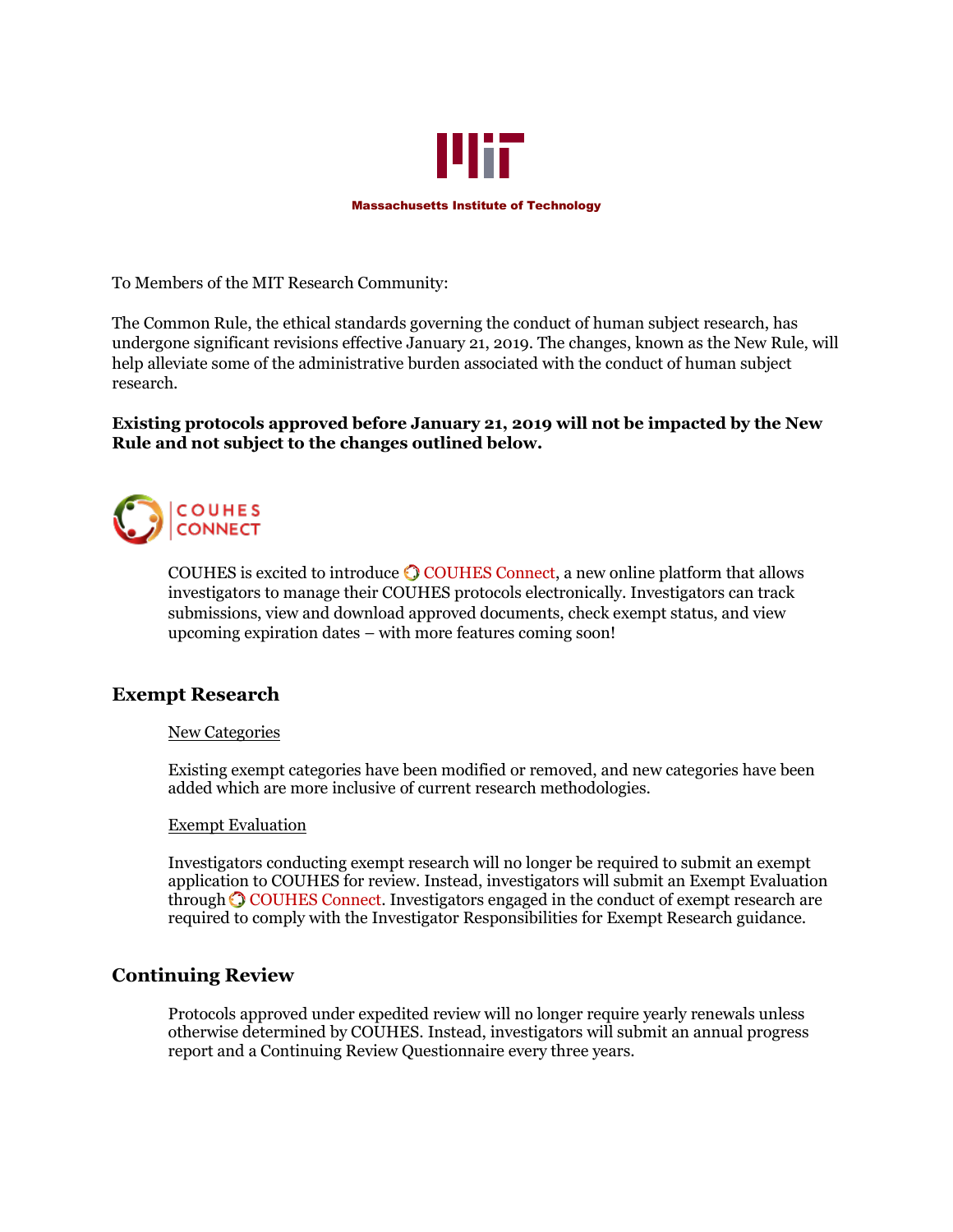Massachusetts Institute of Technology

To Members of the MIT Research Community:

The Common Rule, the ethical standards governing the conduct of human subject research, has undergone significant revisions effective January 21, 2019. The changes, known as the New Rule, will help alleviate some of the administrative burden associated with the conduct of human subject research.

**Existing protocols approved before January 21, 2019 will not be impacted by the New Rule and not subject to the changes outlined below.**

COUHES CONNECT

COUHES is excited to introduce COUHES Connect, a new online platform that allows investigators to manage their COUHES protocols electronically. Investigators can track submissions, view and download approved documents, check exempt status, and view upcoming expiration dates – with more features coming soon!

## Exempt Research

New Categories

Existing exempt categories have been modified or removed, and new categories have been added which are more inclusive of current research methodologies.

Exempt Evaluation

Investigators conducting exempt research will no longer be required to submit an exempt application to COUHES for review. Instead, investigators will submit an Exempt Evaluation through COUHES Connect. Investigators engaged in the conduct of exempt research are required to comply with the Investigator Responsibilities for Exempt Research guidance.

## Continuing Review

Protocols approved under expedited review will no longer require yearly renewals unless otherwise determined by COUHES. Instead, investigators will submit an annual progress report and a Continuing Review Questionnaire every three years.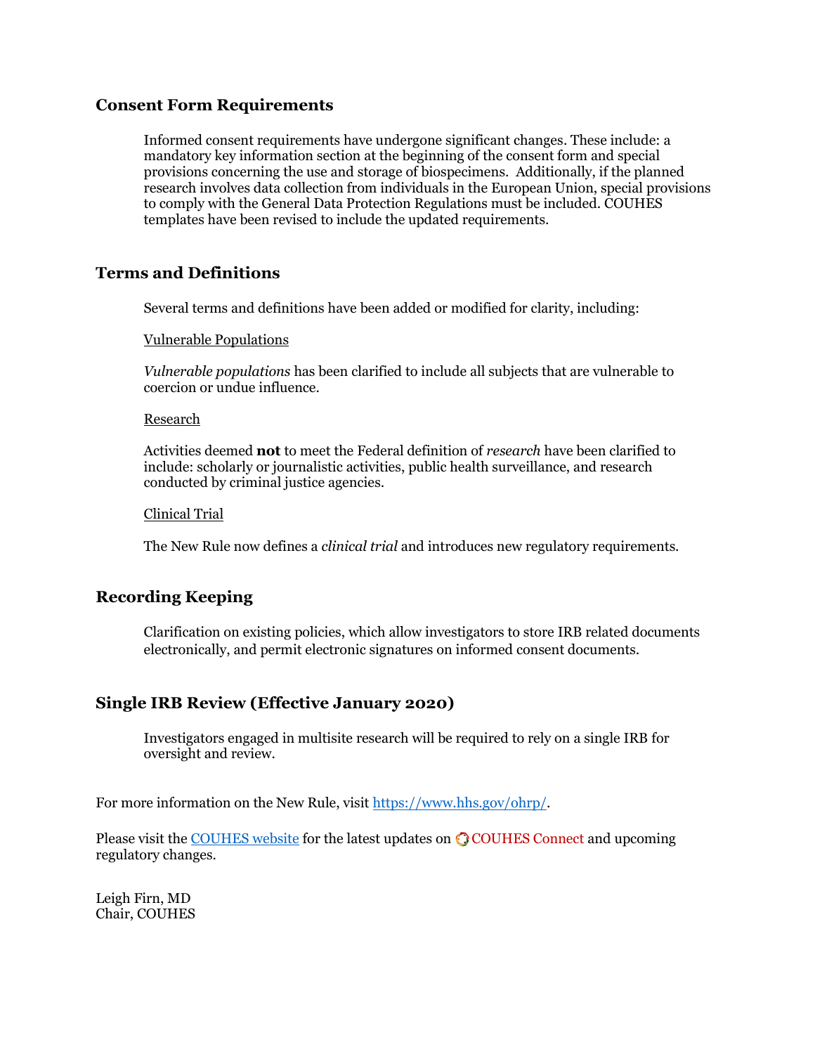## Consent Form Requirements

Informed consent requirements have undergone significant changes. These include: a mandatory key information section at the beginning of the consent form and special provisions concerning the use and storage of biospecimens. Additionally, if the planned research involves data collection from individuals in the European Union, special provisions to comply with the General Data Protection Regulations must be included. COUHES templates have been revised to include the updated requirements.

## Terms and Definitions

Several terms and definitions have been added or modified for clarity, including:

Vulnerable Populations

*Vulnerable populations* has been clarified to include all subjects that are vulnerable to coercion or undue influence.

Research

Activities deemed **not** to meet the Federal definition of *research* have been clarified to include: scholarly or journalistic activities, public health surveillance, and research conducted by criminal justice agencies.

Clinical Trial

The New Rule now defines a *clinical trial* and introduces new regulatory requirements.

## Recording Keeping

Clarification on existing policies, which allow investigators to store IRB related documents electronically, and permit electronic signatures on informed consent documents.

## Single IRB Review (Effective January 2020)

Investigators engaged in multisite research will be required to rely on a single IRB for oversight and review.

For more information on the New Rule, visit [https://www.hhs.gov/ohrp/](https://www.hhs.gov/ohrp/).

Please visit the COUHES website for the latest updates on COUHES Connect and upcoming regulatory changes.

Leigh Firn, MD
Chair, COUHES